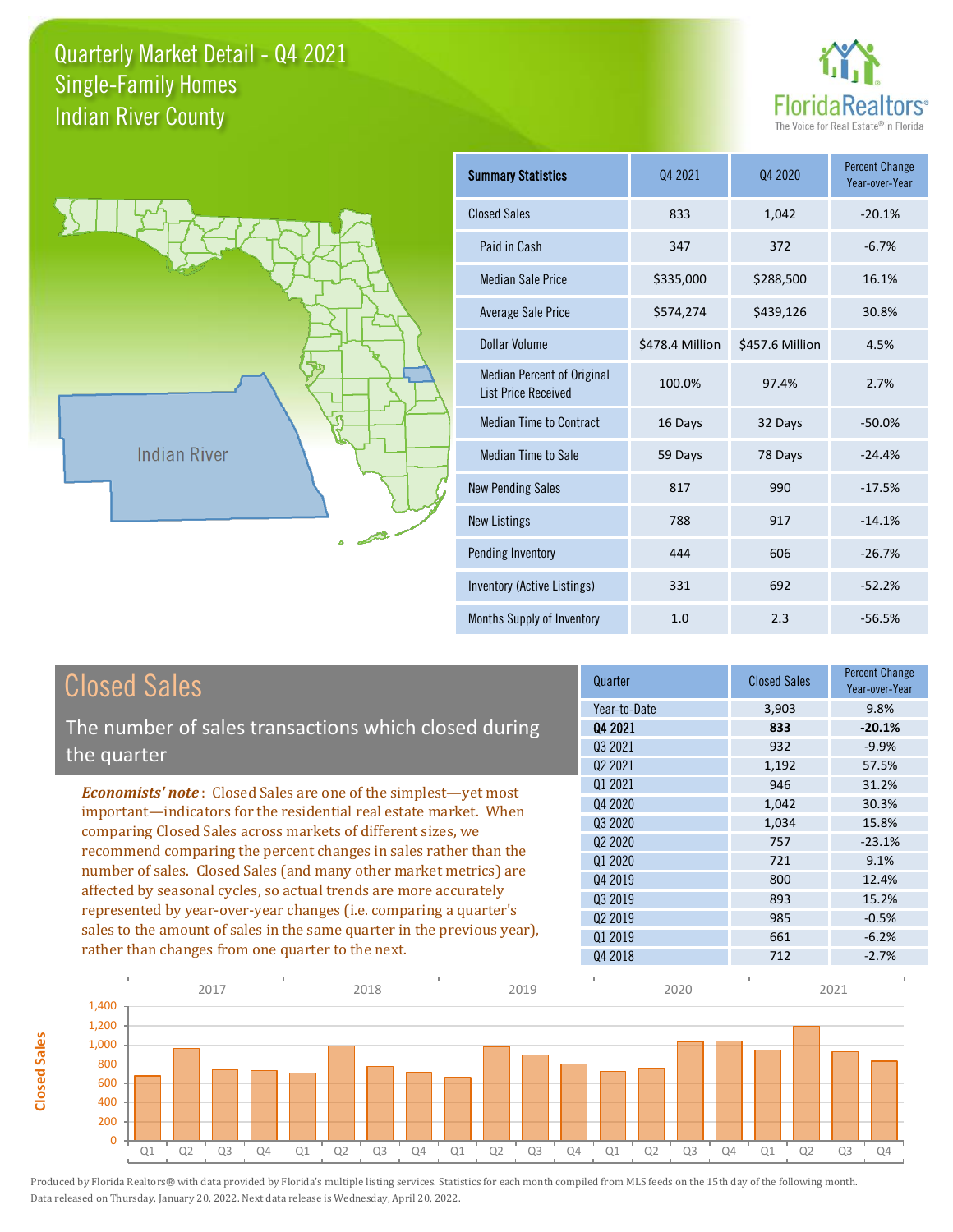# Quarterly Market Detail - Q4 2021
## Single-Family Homes
## Indian River County

FloridaRealtors®
The Voice for Real Estate® in Florida

Indian River

| Summary Statistics | Q4 2021 | Q4 2020 | Percent Change Year-over-Year |
|---|---|---|---|
| Closed Sales | 833 | 1,042 | -20.1% |
| Paid in Cash | 347 | 372 | -6.7% |
| Median Sale Price | $335,000 | $288,500 | 16.1% |
| Average Sale Price | $574,274 | $439,126 | 30.8% |
| Dollar Volume | $478.4 Million | $457.6 Million | 4.5% |
| Median Percent of Original List Price Received | 100.0% | 97.4% | 2.7% |
| Median Time to Contract | 16 Days | 32 Days | -50.0% |
| Median Time to Sale | 59 Days | 78 Days | -24.4% |
| New Pending Sales | 817 | 990 | -17.5% |
| New Listings | 788 | 917 | -14.1% |
| Pending Inventory | 444 | 606 | -26.7% |
| Inventory (Active Listings) | 331 | 692 | -52.2% |
| Months Supply of Inventory | 1.0 | 2.3 | -56.5% |

## Closed Sales

The number of sales transactions which closed during the quarter

***Economists' note***: Closed Sales are one of the simplest—yet most important—indicators for the residential real estate market. When comparing Closed Sales across markets of different sizes, we recommend comparing the percent changes in sales rather than the number of sales. Closed Sales (and many other market metrics) are affected by seasonal cycles, so actual trends are more accurately represented by year-over-year changes (i.e. comparing a quarter's sales to the amount of sales in the same quarter in the previous year), rather than changes from one quarter to the next.

| Quarter | Closed Sales | Percent Change Year-over-Year |
|---|---|---|
| Year-to-Date | 3,903 | 9.8% |
| **Q4 2021** | **833** | **-20.1%** |
| Q3 2021 | 932 | -9.9% |
| Q2 2021 | 1,192 | 57.5% |
| Q1 2021 | 946 | 31.2% |
| Q4 2020 | 1,042 | 30.3% |
| Q3 2020 | 1,034 | 15.8% |
| Q2 2020 | 757 | -23.1% |
| Q1 2020 | 721 | 9.1% |
| Q4 2019 | 800 | 12.4% |
| Q3 2019 | 893 | 15.2% |
| Q2 2019 | 985 | -0.5% |
| Q1 2019 | 661 | -6.2% |
| Q4 2018 | 712 | -2.7% |

Produced by Florida Realtors® with data provided by Florida's multiple listing services. Statistics for each month compiled from MLS feeds on the 15th day of the following month. Data released on Thursday, January 20, 2022. Next data release is Wednesday, April 20, 2022.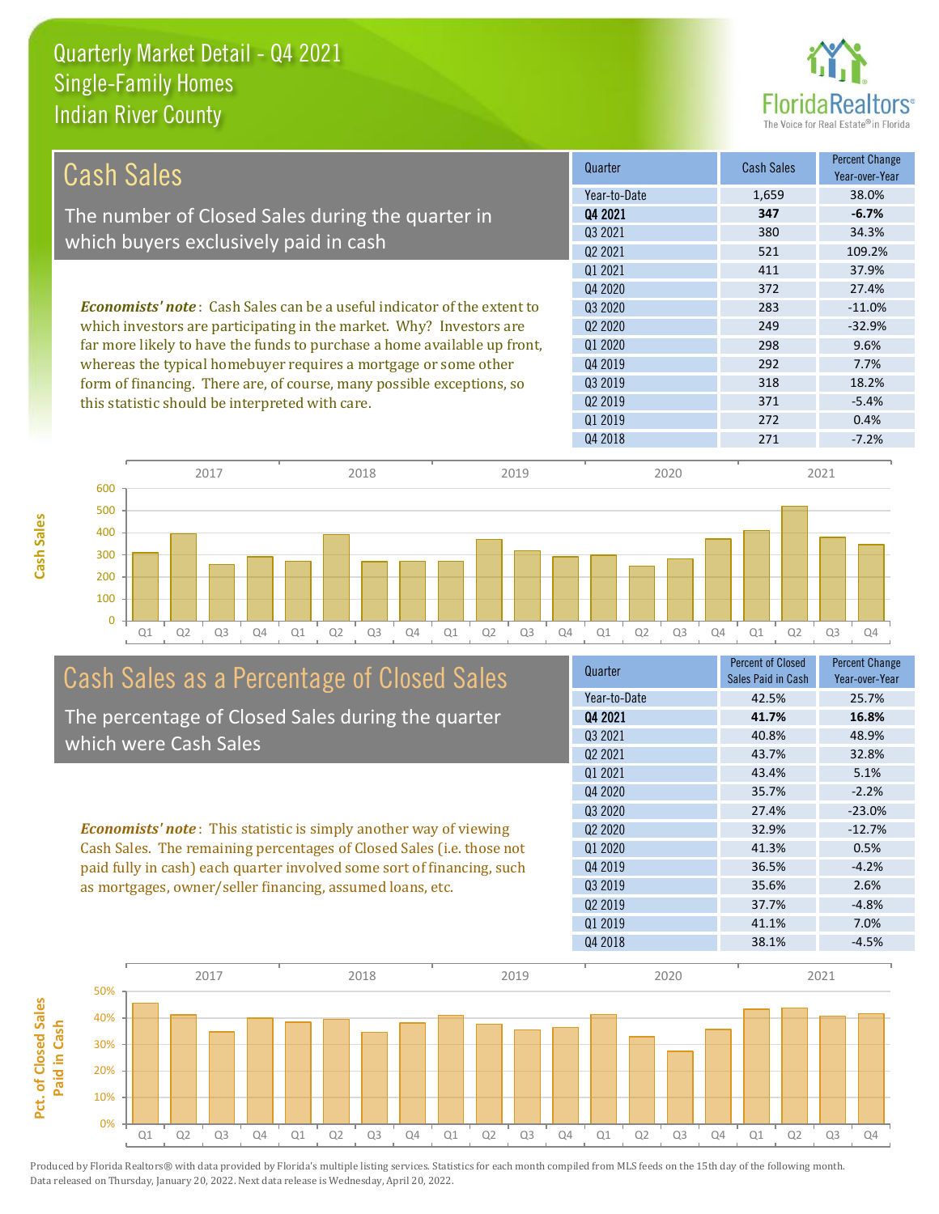# Quarterly Market Detail - Q4 2021
## Single-Family Homes
## Indian River County

## Cash Sales

The number of Closed Sales during the quarter in which buyers exclusively paid in cash

***Economists' note***: Cash Sales can be a useful indicator of the extent to which investors are participating in the market. Why? Investors are far more likely to have the funds to purchase a home available up front, whereas the typical homebuyer requires a mortgage or some other form of financing. There are, of course, many possible exceptions, so this statistic should be interpreted with care.

| Quarter | Cash Sales | Percent Change Year-over-Year |
|---|---|---|
| Year-to-Date | 1,659 | 38.0% |
| **Q4 2021** | **347** | **-6.7%** |
| Q3 2021 | 380 | 34.3% |
| Q2 2021 | 521 | 109.2% |
| Q1 2021 | 411 | 37.9% |
| Q4 2020 | 372 | 27.4% |
| Q3 2020 | 283 | -11.0% |
| Q2 2020 | 249 | -32.9% |
| Q1 2020 | 298 | 9.6% |
| Q4 2019 | 292 | 7.7% |
| Q3 2019 | 318 | 18.2% |
| Q2 2019 | 371 | -5.4% |
| Q1 2019 | 272 | 0.4% |
| Q4 2018 | 271 | -7.2% |

## Cash Sales as a Percentage of Closed Sales

The percentage of Closed Sales during the quarter which were Cash Sales

***Economists' note***: This statistic is simply another way of viewing Cash Sales. The remaining percentages of Closed Sales (i.e. those not paid fully in cash) each quarter involved some sort of financing, such as mortgages, owner/seller financing, assumed loans, etc.

| Quarter | Percent of Closed Sales Paid in Cash | Percent Change Year-over-Year |
|---|---|---|
| Year-to-Date | 42.5% | 25.7% |
| **Q4 2021** | **41.7%** | **16.8%** |
| Q3 2021 | 40.8% | 48.9% |
| Q2 2021 | 43.7% | 32.8% |
| Q1 2021 | 43.4% | 5.1% |
| Q4 2020 | 35.7% | -2.2% |
| Q3 2020 | 27.4% | -23.0% |
| Q2 2020 | 32.9% | -12.7% |
| Q1 2020 | 41.3% | 0.5% |
| Q4 2019 | 36.5% | -4.2% |
| Q3 2019 | 35.6% | 2.6% |
| Q2 2019 | 37.7% | -4.8% |
| Q1 2019 | 41.1% | 7.0% |
| Q4 2018 | 38.1% | -4.5% |

Produced by Florida Realtors® with data provided by Florida's multiple listing services. Statistics for each month compiled from MLS feeds on the 15th day of the following month. Data released on Thursday, January 20, 2022. Next data release is Wednesday, April 20, 2022.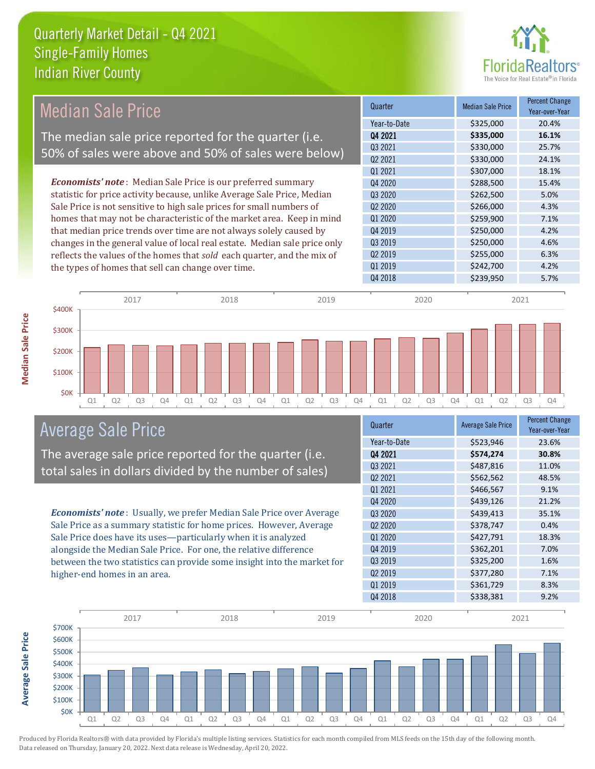# Quarterly Market Detail - Q4 2021
## Single-Family Homes
## Indian River County

## Median Sale Price

The median sale price reported for the quarter (i.e. 50% of sales were above and 50% of sales were below)

*Economists' note*: Median Sale Price is our preferred summary statistic for price activity because, unlike Average Sale Price, Median Sale Price is not sensitive to high sale prices for small numbers of homes that may not be characteristic of the market area. Keep in mind that median price trends over time are not always solely caused by changes in the general value of local real estate. Median sale price only reflects the values of the homes that *sold* each quarter, and the mix of the types of homes that sell can change over time.

| Quarter | Median Sale Price | Percent Change Year-over-Year |
|---|---|---|
| Year-to-Date | $325,000 | 20.4% |
| **Q4 2021** | **$335,000** | **16.1%** |
| Q3 2021 | $330,000 | 25.7% |
| Q2 2021 | $330,000 | 24.1% |
| Q1 2021 | $307,000 | 18.1% |
| Q4 2020 | $288,500 | 15.4% |
| Q3 2020 | $262,500 | 5.0% |
| Q2 2020 | $266,000 | 4.3% |
| Q1 2020 | $259,900 | 7.1% |
| Q4 2019 | $250,000 | 4.2% |
| Q3 2019 | $250,000 | 4.6% |
| Q2 2019 | $255,000 | 6.3% |
| Q1 2019 | $242,700 | 4.2% |
| Q4 2018 | $239,950 | 5.7% |

## Average Sale Price

The average sale price reported for the quarter (i.e. total sales in dollars divided by the number of sales)

*Economists' note*: Usually, we prefer Median Sale Price over Average Sale Price as a summary statistic for home prices. However, Average Sale Price does have its uses—particularly when it is analyzed alongside the Median Sale Price. For one, the relative difference between the two statistics can provide some insight into the market for higher-end homes in an area.

| Quarter | Average Sale Price | Percent Change Year-over-Year |
|---|---|---|
| Year-to-Date | $523,946 | 23.6% |
| **Q4 2021** | **$574,274** | **30.8%** |
| Q3 2021 | $487,816 | 11.0% |
| Q2 2021 | $562,562 | 48.5% |
| Q1 2021 | $466,567 | 9.1% |
| Q4 2020 | $439,126 | 21.2% |
| Q3 2020 | $439,413 | 35.1% |
| Q2 2020 | $378,747 | 0.4% |
| Q1 2020 | $427,791 | 18.3% |
| Q4 2019 | $362,201 | 7.0% |
| Q3 2019 | $325,200 | 1.6% |
| Q2 2019 | $377,280 | 7.1% |
| Q1 2019 | $361,729 | 8.3% |
| Q4 2018 | $338,381 | 9.2% |

Produced by Florida Realtors® with data provided by Florida's multiple listing services. Statistics for each month compiled from MLS feeds on the 15th day of the following month. Data released on Thursday, January 20, 2022. Next data release is Wednesday, April 20, 2022.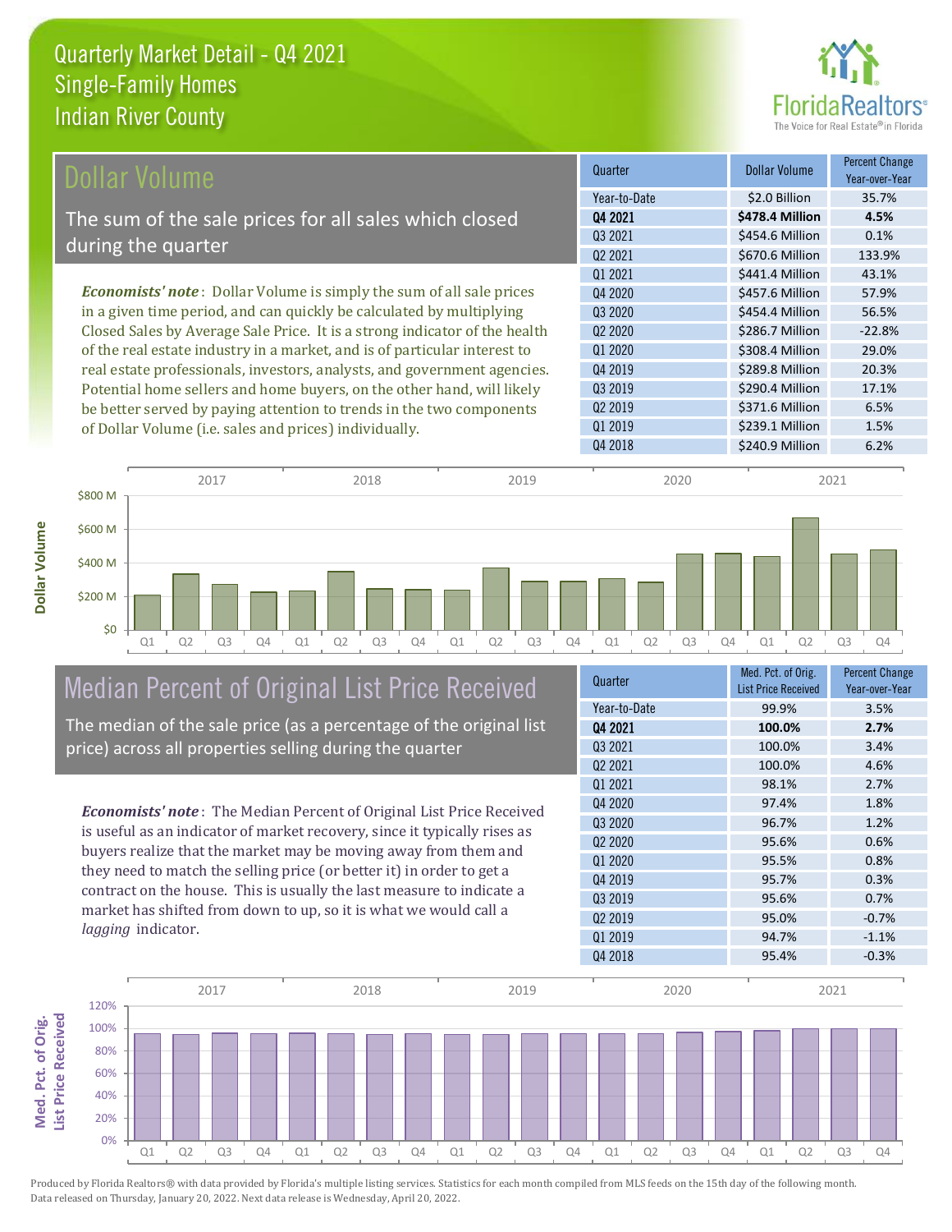# Quarterly Market Detail - Q4 2021
## Single-Family Homes
## Indian River County

## Dollar Volume

The sum of the sale prices for all sales which closed during the quarter

*Economists' note*: Dollar Volume is simply the sum of all sale prices in a given time period, and can quickly be calculated by multiplying Closed Sales by Average Sale Price. It is a strong indicator of the health of the real estate industry in a market, and is of particular interest to real estate professionals, investors, analysts, and government agencies. Potential home sellers and home buyers, on the other hand, will likely be better served by paying attention to trends in the two components of Dollar Volume (i.e. sales and prices) individually.

| Quarter | Dollar Volume | Percent Change Year-over-Year |
|---|---|---|
| Year-to-Date | $2.0 Billion | 35.7% |
| **Q4 2021** | **$478.4 Million** | **4.5%** |
| Q3 2021 | $454.6 Million | 0.1% |
| Q2 2021 | $670.6 Million | 133.9% |
| Q1 2021 | $441.4 Million | 43.1% |
| Q4 2020 | $457.6 Million | 57.9% |
| Q3 2020 | $454.4 Million | 56.5% |
| Q2 2020 | $286.7 Million | -22.8% |
| Q1 2020 | $308.4 Million | 29.0% |
| Q4 2019 | $289.8 Million | 20.3% |
| Q3 2019 | $290.4 Million | 17.1% |
| Q2 2019 | $371.6 Million | 6.5% |
| Q1 2019 | $239.1 Million | 1.5% |
| Q4 2018 | $240.9 Million | 6.2% |

## Median Percent of Original List Price Received

The median of the sale price (as a percentage of the original list price) across all properties selling during the quarter

*Economists' note*: The Median Percent of Original List Price Received is useful as an indicator of market recovery, since it typically rises as buyers realize that the market may be moving away from them and they need to match the selling price (or better it) in order to get a contract on the house. This is usually the last measure to indicate a market has shifted from down to up, so it is what we would call a *lagging* indicator.

| Quarter | Med. Pct. of Orig. List Price Received | Percent Change Year-over-Year |
|---|---|---|
| Year-to-Date | 99.9% | 3.5% |
| **Q4 2021** | **100.0%** | **2.7%** |
| Q3 2021 | 100.0% | 3.4% |
| Q2 2021 | 100.0% | 4.6% |
| Q1 2021 | 98.1% | 2.7% |
| Q4 2020 | 97.4% | 1.8% |
| Q3 2020 | 96.7% | 1.2% |
| Q2 2020 | 95.6% | 0.6% |
| Q1 2020 | 95.5% | 0.8% |
| Q4 2019 | 95.7% | 0.3% |
| Q3 2019 | 95.6% | 0.7% |
| Q2 2019 | 95.0% | -0.7% |
| Q1 2019 | 94.7% | -1.1% |
| Q4 2018 | 95.4% | -0.3% |

Produced by Florida Realtors® with data provided by Florida's multiple listing services. Statistics for each month compiled from MLS feeds on the 15th day of the following month. Data released on Thursday, January 20, 2022. Next data release is Wednesday, April 20, 2022.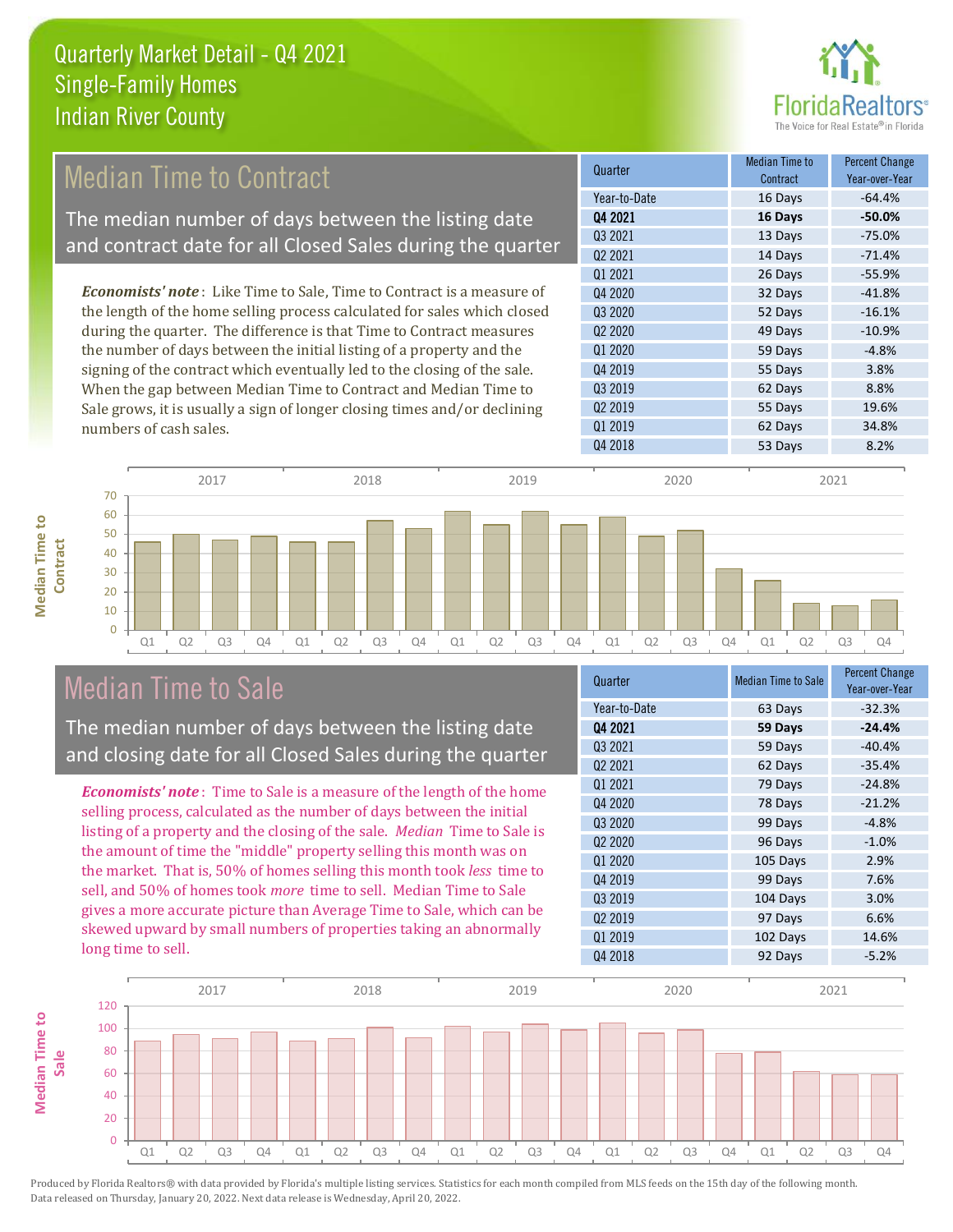# Quarterly Market Detail - Q4 2021
## Single-Family Homes
## Indian River County

## Median Time to Contract

The median number of days between the listing date and contract date for all Closed Sales during the quarter

*Economists' note*: Like Time to Sale, Time to Contract is a measure of the length of the home selling process calculated for sales which closed during the quarter. The difference is that Time to Contract measures the number of days between the initial listing of a property and the signing of the contract which eventually led to the closing of the sale. When the gap between Median Time to Contract and Median Time to Sale grows, it is usually a sign of longer closing times and/or declining numbers of cash sales.

| Quarter | Median Time to Contract | Percent Change Year-over-Year |
|---|---|---|
| Year-to-Date | 16 Days | -64.4% |
| **Q4 2021** | **16 Days** | **-50.0%** |
| Q3 2021 | 13 Days | -75.0% |
| Q2 2021 | 14 Days | -71.4% |
| Q1 2021 | 26 Days | -55.9% |
| Q4 2020 | 32 Days | -41.8% |
| Q3 2020 | 52 Days | -16.1% |
| Q2 2020 | 49 Days | -10.9% |
| Q1 2020 | 59 Days | -4.8% |
| Q4 2019 | 55 Days | 3.8% |
| Q3 2019 | 62 Days | 8.8% |
| Q2 2019 | 55 Days | 19.6% |
| Q1 2019 | 62 Days | 34.8% |
| Q4 2018 | 53 Days | 8.2% |

## Median Time to Sale

The median number of days between the listing date and closing date for all Closed Sales during the quarter

*Economists' note*: Time to Sale is a measure of the length of the home selling process, calculated as the number of days between the initial listing of a property and the closing of the sale. *Median* Time to Sale is the amount of time the "middle" property selling this month was on the market. That is, 50% of homes selling this month took *less* time to sell, and 50% of homes took *more* time to sell. Median Time to Sale gives a more accurate picture than Average Time to Sale, which can be skewed upward by small numbers of properties taking an abnormally long time to sell.

| Quarter | Median Time to Sale | Percent Change Year-over-Year |
|---|---|---|
| Year-to-Date | 63 Days | -32.3% |
| **Q4 2021** | **59 Days** | **-24.4%** |
| Q3 2021 | 59 Days | -40.4% |
| Q2 2021 | 62 Days | -35.4% |
| Q1 2021 | 79 Days | -24.8% |
| Q4 2020 | 78 Days | -21.2% |
| Q3 2020 | 99 Days | -4.8% |
| Q2 2020 | 96 Days | -1.0% |
| Q1 2020 | 105 Days | 2.9% |
| Q4 2019 | 99 Days | 7.6% |
| Q3 2019 | 104 Days | 3.0% |
| Q2 2019 | 97 Days | 6.6% |
| Q1 2019 | 102 Days | 14.6% |
| Q4 2018 | 92 Days | -5.2% |

Produced by Florida Realtors® with data provided by Florida's multiple listing services. Statistics for each month compiled from MLS feeds on the 15th day of the following month. Data released on Thursday, January 20, 2022. Next data release is Wednesday, April 20, 2022.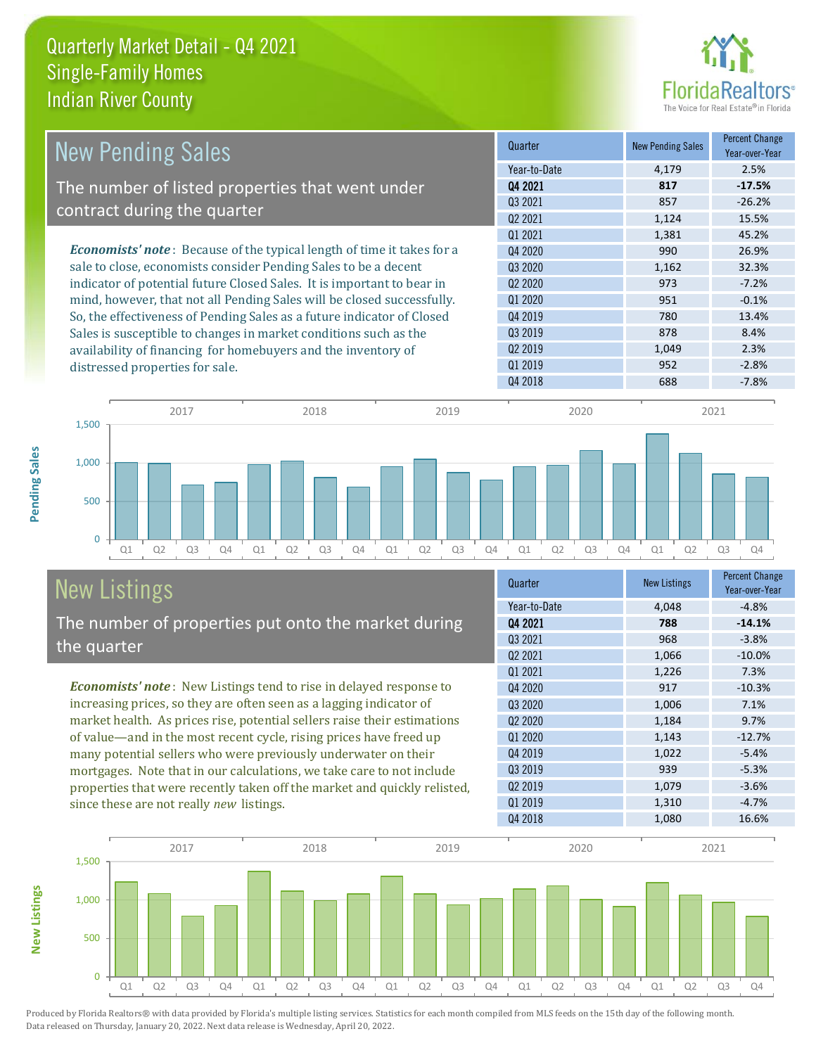# Quarterly Market Detail - Q4 2021
## Single-Family Homes
## Indian River County

## New Pending Sales

The number of listed properties that went under contract during the quarter

*Economists' note*: Because of the typical length of time it takes for a sale to close, economists consider Pending Sales to be a decent indicator of potential future Closed Sales. It is important to bear in mind, however, that not all Pending Sales will be closed successfully. So, the effectiveness of Pending Sales as a future indicator of Closed Sales is susceptible to changes in market conditions such as the availability of financing for homebuyers and the inventory of distressed properties for sale.

| Quarter | New Pending Sales | Percent Change Year-over-Year |
|---|---|---|
| Year-to-Date | 4,179 | 2.5% |
| **Q4 2021** | **817** | **-17.5%** |
| Q3 2021 | 857 | -26.2% |
| Q2 2021 | 1,124 | 15.5% |
| Q1 2021 | 1,381 | 45.2% |
| Q4 2020 | 990 | 26.9% |
| Q3 2020 | 1,162 | 32.3% |
| Q2 2020 | 973 | -7.2% |
| Q1 2020 | 951 | -0.1% |
| Q4 2019 | 780 | 13.4% |
| Q3 2019 | 878 | 8.4% |
| Q2 2019 | 1,049 | 2.3% |
| Q1 2019 | 952 | -2.8% |
| Q4 2018 | 688 | -7.8% |

## New Listings

The number of properties put onto the market during the quarter

*Economists' note*: New Listings tend to rise in delayed response to increasing prices, so they are often seen as a lagging indicator of market health. As prices rise, potential sellers raise their estimations of value—and in the most recent cycle, rising prices have freed up many potential sellers who were previously underwater on their mortgages. Note that in our calculations, we take care to not include properties that were recently taken off the market and quickly relisted, since these are not really *new* listings.

| Quarter | New Listings | Percent Change Year-over-Year |
|---|---|---|
| Year-to-Date | 4,048 | -4.8% |
| **Q4 2021** | **788** | **-14.1%** |
| Q3 2021 | 968 | -3.8% |
| Q2 2021 | 1,066 | -10.0% |
| Q1 2021 | 1,226 | 7.3% |
| Q4 2020 | 917 | -10.3% |
| Q3 2020 | 1,006 | 7.1% |
| Q2 2020 | 1,184 | 9.7% |
| Q1 2020 | 1,143 | -12.7% |
| Q4 2019 | 1,022 | -5.4% |
| Q3 2019 | 939 | -5.3% |
| Q2 2019 | 1,079 | -3.6% |
| Q1 2019 | 1,310 | -4.7% |
| Q4 2018 | 1,080 | 16.6% |

Produced by Florida Realtors® with data provided by Florida's multiple listing services. Statistics for each month compiled from MLS feeds on the 15th day of the following month. Data released on Thursday, January 20, 2022. Next data release is Wednesday, April 20, 2022.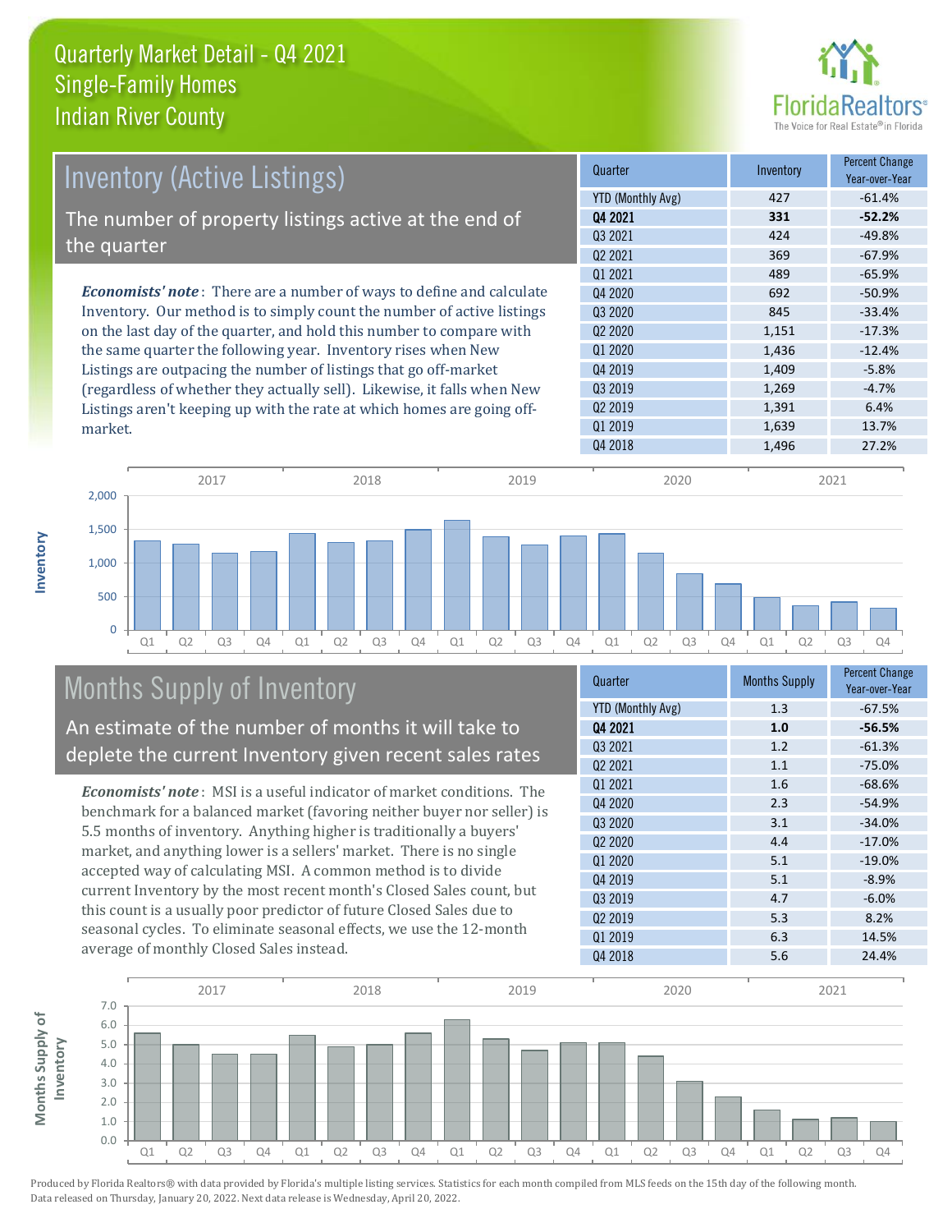# Quarterly Market Detail - Q4 2021
## Single-Family Homes
## Indian River County

## Inventory (Active Listings)

The number of property listings active at the end of the quarter

*Economists' note*: There are a number of ways to define and calculate Inventory. Our method is to simply count the number of active listings on the last day of the quarter, and hold this number to compare with the same quarter the following year. Inventory rises when New Listings are outpacing the number of listings that go off-market (regardless of whether they actually sell). Likewise, it falls when New Listings aren't keeping up with the rate at which homes are going off-market.

| Quarter | Inventory | Percent Change Year-over-Year |
|---|---|---|
| YTD (Monthly Avg) | 427 | -61.4% |
| **Q4 2021** | **331** | **-52.2%** |
| Q3 2021 | 424 | -49.8% |
| Q2 2021 | 369 | -67.9% |
| Q1 2021 | 489 | -65.9% |
| Q4 2020 | 692 | -50.9% |
| Q3 2020 | 845 | -33.4% |
| Q2 2020 | 1,151 | -17.3% |
| Q1 2020 | 1,436 | -12.4% |
| Q4 2019 | 1,409 | -5.8% |
| Q3 2019 | 1,269 | -4.7% |
| Q2 2019 | 1,391 | 6.4% |
| Q1 2019 | 1,639 | 13.7% |
| Q4 2018 | 1,496 | 27.2% |

## Months Supply of Inventory

An estimate of the number of months it will take to deplete the current Inventory given recent sales rates

*Economists' note*: MSI is a useful indicator of market conditions. The benchmark for a balanced market (favoring neither buyer nor seller) is 5.5 months of inventory. Anything higher is traditionally a buyers' market, and anything lower is a sellers' market. There is no single accepted way of calculating MSI. A common method is to divide current Inventory by the most recent month's Closed Sales count, but this count is a usually poor predictor of future Closed Sales due to seasonal cycles. To eliminate seasonal effects, we use the 12-month average of monthly Closed Sales instead.

| Quarter | Months Supply | Percent Change Year-over-Year |
|---|---|---|
| YTD (Monthly Avg) | 1.3 | -67.5% |
| **Q4 2021** | **1.0** | **-56.5%** |
| Q3 2021 | 1.2 | -61.3% |
| Q2 2021 | 1.1 | -75.0% |
| Q1 2021 | 1.6 | -68.6% |
| Q4 2020 | 2.3 | -54.9% |
| Q3 2020 | 3.1 | -34.0% |
| Q2 2020 | 4.4 | -17.0% |
| Q1 2020 | 5.1 | -19.0% |
| Q4 2019 | 5.1 | -8.9% |
| Q3 2019 | 4.7 | -6.0% |
| Q2 2019 | 5.3 | 8.2% |
| Q1 2019 | 6.3 | 14.5% |
| Q4 2018 | 5.6 | 24.4% |

Produced by Florida Realtors® with data provided by Florida's multiple listing services. Statistics for each month compiled from MLS feeds on the 15th day of the following month. Data released on Thursday, January 20, 2022. Next data release is Wednesday, April 20, 2022.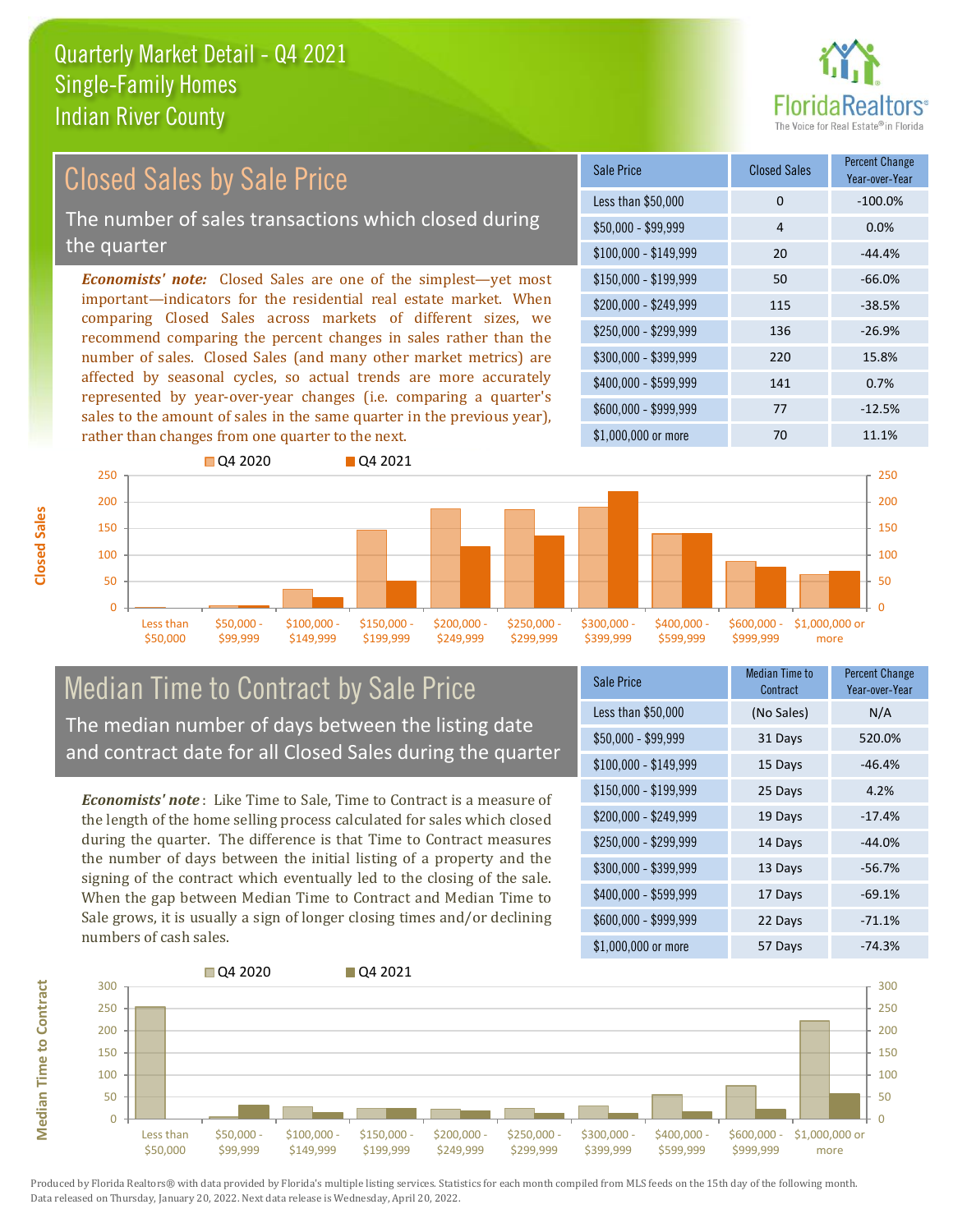Quarterly Market Detail - Q4 2021
Single-Family Homes
Indian River County

## Closed Sales by Sale Price

The number of sales transactions which closed during the quarter

*Economists' note:* Closed Sales are one of the simplest—yet most important—indicators for the residential real estate market. When comparing Closed Sales across markets of different sizes, we recommend comparing the percent changes in sales rather than the number of sales. Closed Sales (and many other market metrics) are affected by seasonal cycles, so actual trends are more accurately represented by year-over-year changes (i.e. comparing a quarter's sales to the amount of sales in the same quarter in the previous year), rather than changes from one quarter to the next.

| Sale Price | Closed Sales | Percent Change Year-over-Year |
|---|---|---|
| Less than $50,000 | 0 | -100.0% |
| $50,000 - $99,999 | 4 | 0.0% |
| $100,000 - $149,999 | 20 | -44.4% |
| $150,000 - $199,999 | 50 | -66.0% |
| $200,000 - $249,999 | 115 | -38.5% |
| $250,000 - $299,999 | 136 | -26.9% |
| $300,000 - $399,999 | 220 | 15.8% |
| $400,000 - $599,999 | 141 | 0.7% |
| $600,000 - $999,999 | 77 | -12.5% |
| $1,000,000 or more | 70 | 11.1% |

## Median Time to Contract by Sale Price

The median number of days between the listing date and contract date for all Closed Sales during the quarter

*Economists' note*: Like Time to Sale, Time to Contract is a measure of the length of the home selling process calculated for sales which closed during the quarter. The difference is that Time to Contract measures the number of days between the initial listing of a property and the signing of the contract which eventually led to the closing of the sale. When the gap between Median Time to Contract and Median Time to Sale grows, it is usually a sign of longer closing times and/or declining numbers of cash sales.

| Sale Price | Median Time to Contract | Percent Change Year-over-Year |
|---|---|---|
| Less than $50,000 | (No Sales) | N/A |
| $50,000 - $99,999 | 31 Days | 520.0% |
| $100,000 - $149,999 | 15 Days | -46.4% |
| $150,000 - $199,999 | 25 Days | 4.2% |
| $200,000 - $249,999 | 19 Days | -17.4% |
| $250,000 - $299,999 | 14 Days | -44.0% |
| $300,000 - $399,999 | 13 Days | -56.7% |
| $400,000 - $599,999 | 17 Days | -69.1% |
| $600,000 - $999,999 | 22 Days | -71.1% |
| $1,000,000 or more | 57 Days | -74.3% |

Produced by Florida Realtors® with data provided by Florida's multiple listing services. Statistics for each month compiled from MLS feeds on the 15th day of the following month. Data released on Thursday, January 20, 2022. Next data release is Wednesday, April 20, 2022.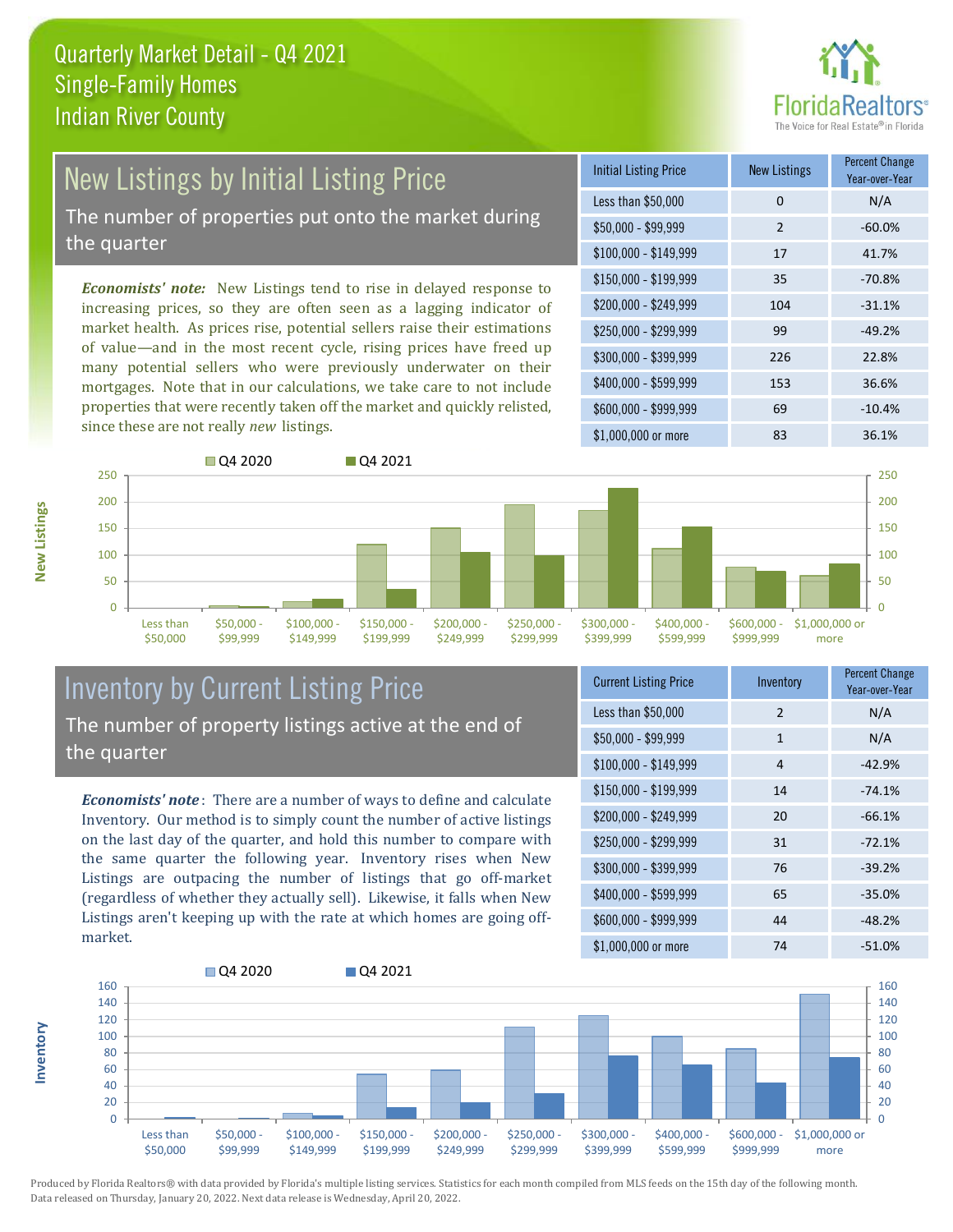# Quarterly Market Detail - Q4 2021
## Single-Family Homes
## Indian River County

## New Listings by Initial Listing Price

The number of properties put onto the market during the quarter

*Economists' note:* New Listings tend to rise in delayed response to increasing prices, so they are often seen as a lagging indicator of market health. As prices rise, potential sellers raise their estimations of value—and in the most recent cycle, rising prices have freed up many potential sellers who were previously underwater on their mortgages. Note that in our calculations, we take care to not include properties that were recently taken off the market and quickly relisted, since these are not really *new* listings.

| Initial Listing Price | New Listings | Percent Change Year-over-Year |
|---|---|---|
| Less than $50,000 | 0 | N/A |
| $50,000 - $99,999 | 2 | -60.0% |
| $100,000 - $149,999 | 17 | 41.7% |
| $150,000 - $199,999 | 35 | -70.8% |
| $200,000 - $249,999 | 104 | -31.1% |
| $250,000 - $299,999 | 99 | -49.2% |
| $300,000 - $399,999 | 226 | 22.8% |
| $400,000 - $599,999 | 153 | 36.6% |
| $600,000 - $999,999 | 69 | -10.4% |
| $1,000,000 or more | 83 | 36.1% |

## Inventory by Current Listing Price

The number of property listings active at the end of the quarter

*Economists' note*: There are a number of ways to define and calculate Inventory. Our method is to simply count the number of active listings on the last day of the quarter, and hold this number to compare with the same quarter the following year. Inventory rises when New Listings are outpacing the number of listings that go off-market (regardless of whether they actually sell). Likewise, it falls when New Listings aren't keeping up with the rate at which homes are going off-market.

| Current Listing Price | Inventory | Percent Change Year-over-Year |
|---|---|---|
| Less than $50,000 | 2 | N/A |
| $50,000 - $99,999 | 1 | N/A |
| $100,000 - $149,999 | 4 | -42.9% |
| $150,000 - $199,999 | 14 | -74.1% |
| $200,000 - $249,999 | 20 | -66.1% |
| $250,000 - $299,999 | 31 | -72.1% |
| $300,000 - $399,999 | 76 | -39.2% |
| $400,000 - $599,999 | 65 | -35.0% |
| $600,000 - $999,999 | 44 | -48.2% |
| $1,000,000 or more | 74 | -51.0% |

Produced by Florida Realtors® with data provided by Florida's multiple listing services. Statistics for each month compiled from MLS feeds on the 15th day of the following month. Data released on Thursday, January 20, 2022. Next data release is Wednesday, April 20, 2022.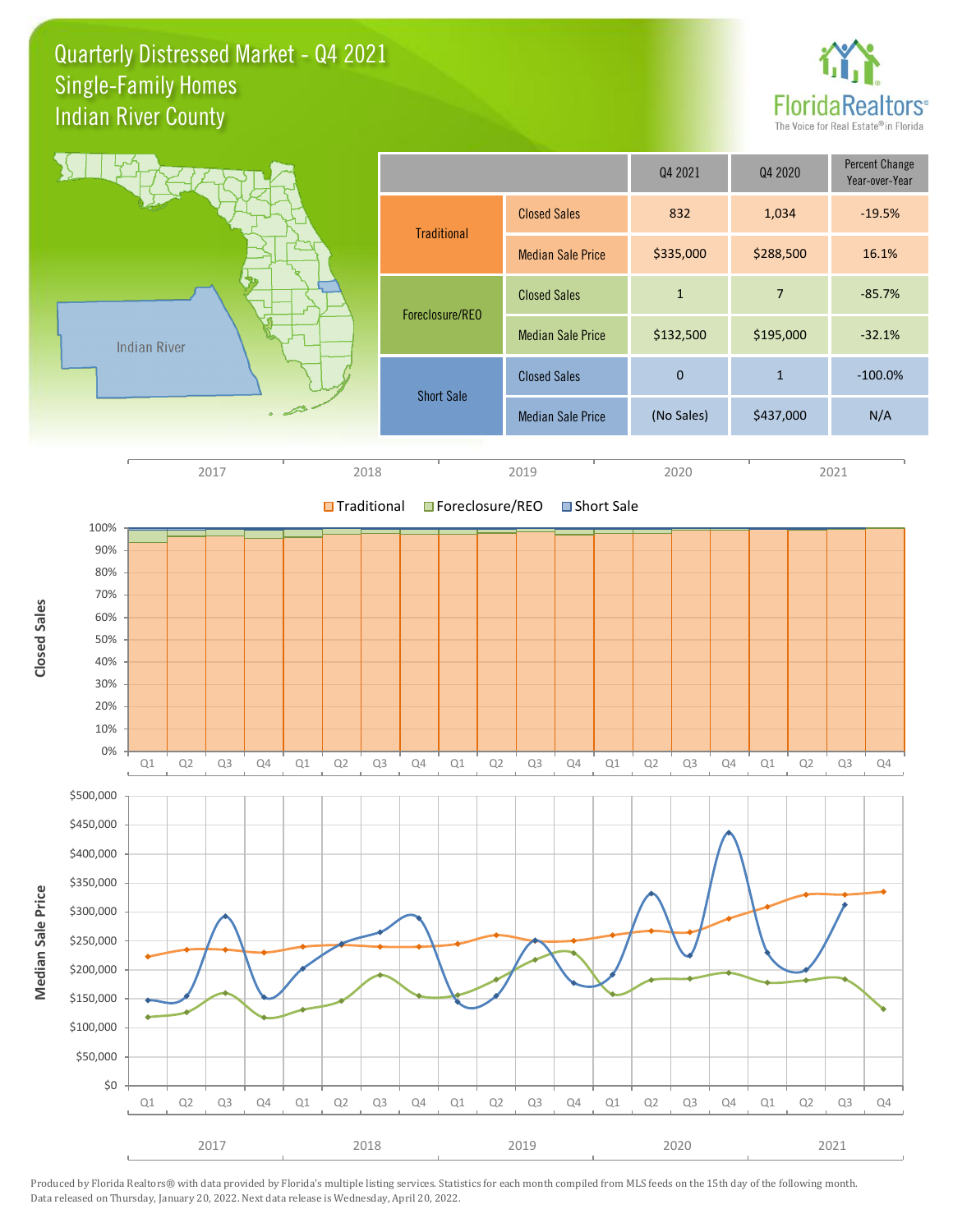# Quarterly Distressed Market - Q4 2021
## Single-Family Homes
## Indian River County

FloridaRealtors®
The Voice for Real Estate® in Florida

Indian River

| | | Q4 2021 | Q4 2020 | Percent Change Year-over-Year |
|---|---|---|---|---|
| Traditional | Closed Sales | 832 | 1,034 | -19.5% |
| | Median Sale Price | $335,000 | $288,500 | 16.1% |
| Foreclosure/REO | Closed Sales | 1 | 7 | -85.7% |
| | Median Sale Price | $132,500 | $195,000 | -32.1% |
| Short Sale | Closed Sales | 0 | 1 | -100.0% |
| | Median Sale Price | (No Sales) | $437,000 | N/A |

2017 2018 2019 2020 2021

Traditional Foreclosure/REO Short Sale

Closed Sales

100% 90% 80% 70% 60% 50% 40% 30% 20% 10% 0%

Q1 Q2 Q3 Q4 Q1 Q2 Q3 Q4 Q1 Q2 Q3 Q4 Q1 Q2 Q3 Q4 Q1 Q2 Q3 Q4

Median Sale Price

$500,000 $450,000 $400,000 $350,000 $300,000 $250,000 $200,000 $150,000 $100,000 $50,000 $0

Q1 Q2 Q3 Q4 Q1 Q2 Q3 Q4 Q1 Q2 Q3 Q4 Q1 Q2 Q3 Q4 Q1 Q2 Q3 Q4

2017 2018 2019 2020 2021

Produced by Florida Realtors® with data provided by Florida's multiple listing services. Statistics for each month compiled from MLS feeds on the 15th day of the following month. Data released on Thursday, January 20, 2022. Next data release is Wednesday, April 20, 2022.